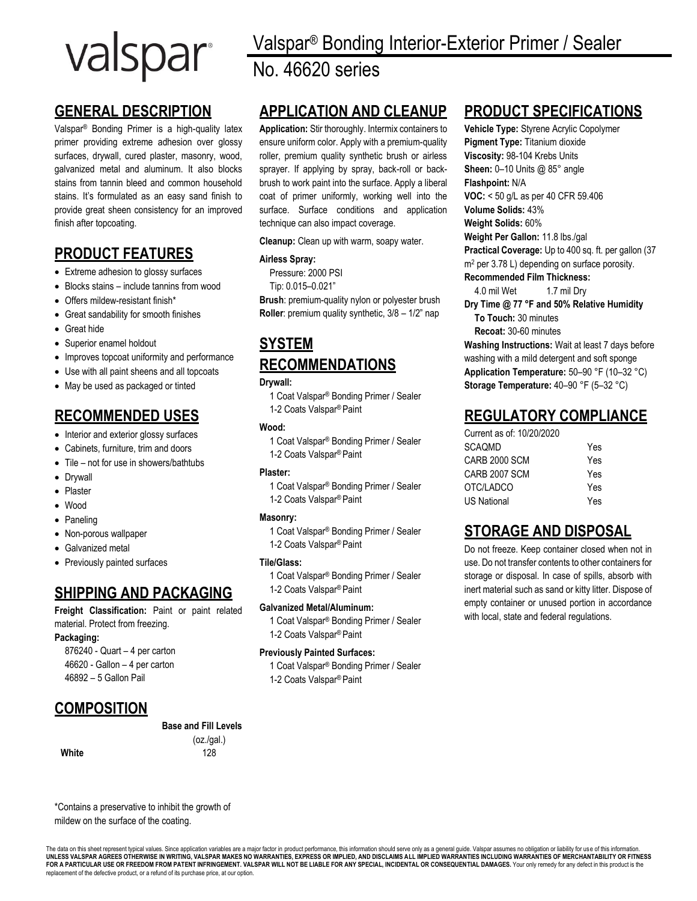valspar

# Valspar® Bonding Interior-Exterior Primer / Sealer

No. 46620 series

## GENERAL DESCRIPTION

Valspar® Bonding Primer is a high-quality latex primer providing extreme adhesion over glossy surfaces, drywall, cured plaster, masonry, wood, galvanized metal and aluminum. It also blocks stains from tannin bleed and common household stains. It's formulated as an easy sand finish to provide great sheen consistency for an improved finish after topcoating.

## PRODUCT FEATURES

- Extreme adhesion to glossy surfaces
- Blocks stains – include tannins from wood
- Offers mildew-resistant finish*
- Great sandability for smooth finishes
- Great hide
- Superior enamel holdout
- Improves topcoat uniformity and performance
- Use with all paint sheens and all topcoats
- May be used as packaged or tinted

## RECOMMENDED USES

- Interior and exterior glossy surfaces
- Cabinets, furniture, trim and doors
- Tile – not for use in showers/bathtubs
- Drywall
- Plaster
- Wood
- Paneling
- Non-porous wallpaper
- Galvanized metal
- Previously painted surfaces

## SHIPPING AND PACKAGING

**Freight Classification:** Paint or paint related material. Protect from freezing.

**Packaging:**

876240 - Quart – 4 per carton
46620 - Gallon – 4 per carton
46892 – 5 Gallon Pail

## COMPOSITION

| | Base and Fill Levels (oz./gal.) |
|---|---|
| **White** | 128 |

*Contains a preservative to inhibit the growth of mildew on the surface of the coating.

## APPLICATION AND CLEANUP

**Application:** Stir thoroughly. Intermix containers to ensure uniform color. Apply with a premium-quality roller, premium quality synthetic brush or airless sprayer. If applying by spray, back-roll or back-brush to work paint into the surface. Apply a liberal coat of primer uniformly, working well into the surface. Surface conditions and application technique can also impact coverage.

**Cleanup:** Clean up with warm, soapy water.

**Airless Spray:**

Pressure: 2000 PSI
Tip: 0.015–0.021"

**Brush**: premium-quality nylon or polyester brush
**Roller**: premium quality synthetic, 3/8 – 1/2" nap

## SYSTEM RECOMMENDATIONS

**Drywall:**

1 Coat Valspar® Bonding Primer / Sealer
1-2 Coats Valspar® Paint

**Wood:**

1 Coat Valspar® Bonding Primer / Sealer
1-2 Coats Valspar® Paint

**Plaster:**

1 Coat Valspar® Bonding Primer / Sealer
1-2 Coats Valspar® Paint

**Masonry:**

1 Coat Valspar® Bonding Primer / Sealer
1-2 Coats Valspar® Paint

**Tile/Glass:**

1 Coat Valspar® Bonding Primer / Sealer
1-2 Coats Valspar® Paint

**Galvanized Metal/Aluminum:**

1 Coat Valspar® Bonding Primer / Sealer
1-2 Coats Valspar® Paint

**Previously Painted Surfaces:**

1 Coat Valspar® Bonding Primer / Sealer
1-2 Coats Valspar® Paint

## PRODUCT SPECIFICATIONS

**Vehicle Type:** Styrene Acrylic Copolymer
**Pigment Type:** Titanium dioxide
**Viscosity:** 98-104 Krebs Units
**Sheen:** 0–10 Units @ 85° angle
**Flashpoint:** N/A
**VOC:** < 50 g/L as per 40 CFR 59.406
**Volume Solids:** 43%
**Weight Solids:** 60%
**Weight Per Gallon:** 11.8 lbs./gal
**Practical Coverage:** Up to 400 sq. ft. per gallon (37 $m^2$ per 3.78 L) depending on surface porosity.
**Recommended Film Thickness:**
4.0 mil Wet 1.7 mil Dry
**Dry Time @ 77 °F and 50% Relative Humidity**
**To Touch:** 30 minutes
**Recoat:** 30-60 minutes
**Washing Instructions:** Wait at least 7 days before washing with a mild detergent and soft sponge
**Application Temperature:** 50–90 °F (10–32 °C)
**Storage Temperature:** 40–90 °F (5–32 °C)

## REGULATORY COMPLIANCE

Current as of: 10/20/2020

| | |
|---|---|
| SCAQMD | Yes |
| CARB 2000 SCM | Yes |
| CARB 2007 SCM | Yes |
| OTC/LADCO | Yes |
| US National | Yes |

## STORAGE AND DISPOSAL

Do not freeze. Keep container closed when not in use. Do not transfer contents to other containers for storage or disposal. In case of spills, absorb with inert material such as sand or kitty litter. Dispose of empty container or unused portion in accordance with local, state and federal regulations.

The data on this sheet represent typical values. Since application variables are a major factor in product performance, this information should serve only as a general guide. Valspar assumes no obligation or liability for use of this information. **UNLESS VALSPAR AGREES OTHERWISE IN WRITING, VALSPAR MAKES NO WARRANTIES, EXPRESS OR IMPLIED, AND DISCLAIMS ALL IMPLIED WARRANTIES INCLUDING WARRANTIES OF MERCHANTABILITY OR FITNESS FOR A PARTICULAR USE OR FREEDOM FROM PATENT INFRINGEMENT. VALSPAR WILL NOT BE LIABLE FOR ANY SPECIAL, INCIDENTAL OR CONSEQUENTIAL DAMAGES.** Your only remedy for any defect in this product is the replacement of the defective product, or a refund of its purchase price, at our option.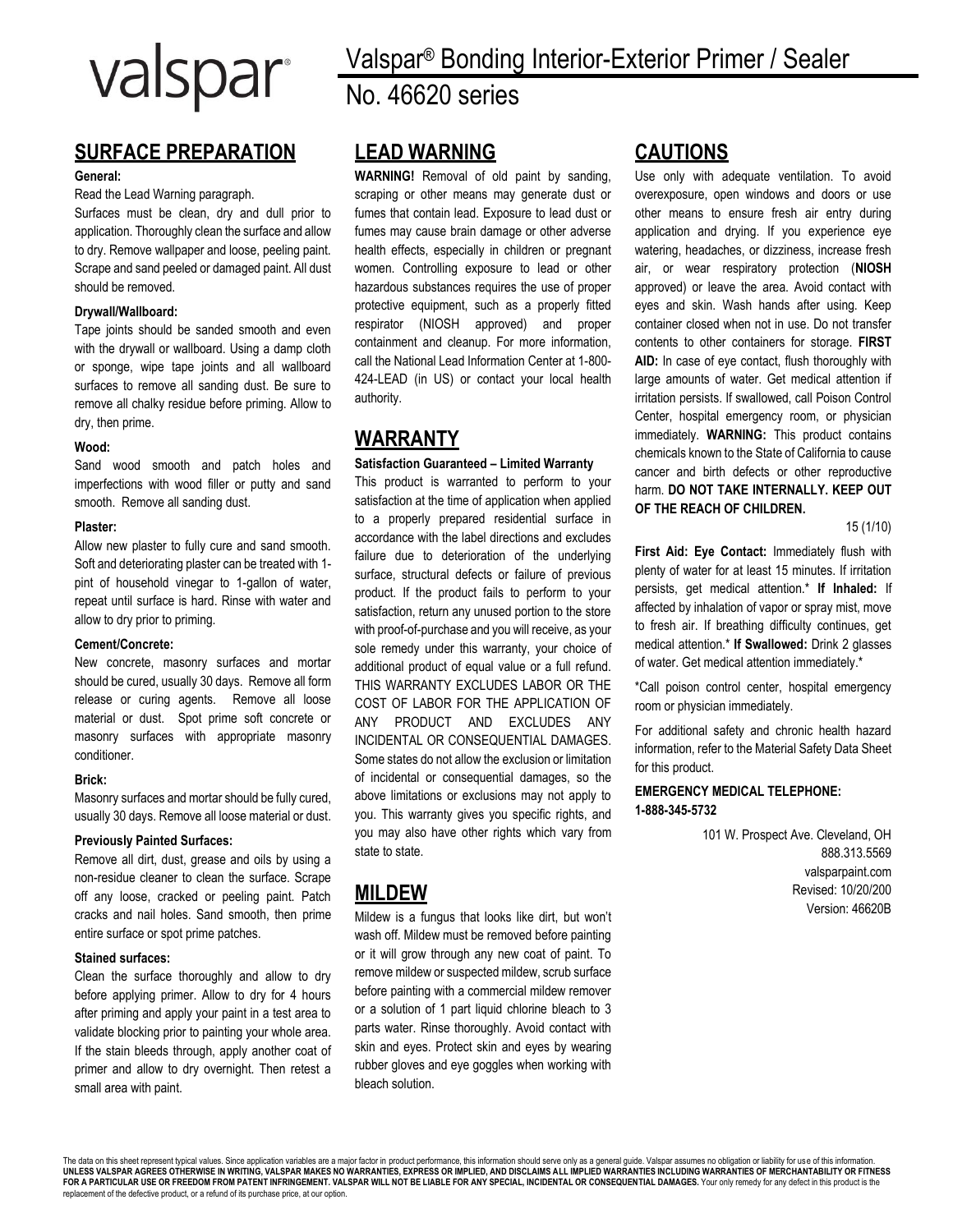# Valspar® Bonding Interior-Exterior Primer / Sealer

No. 46620 series

## SURFACE PREPARATION

**General:**

Read the Lead Warning paragraph.

Surfaces must be clean, dry and dull prior to application. Thoroughly clean the surface and allow to dry. Remove wallpaper and loose, peeling paint. Scrape and sand peeled or damaged paint. All dust should be removed.

**Drywall/Wallboard:**

Tape joints should be sanded smooth and even with the drywall or wallboard. Using a damp cloth or sponge, wipe tape joints and all wallboard surfaces to remove all sanding dust. Be sure to remove all chalky residue before priming. Allow to dry, then prime.

**Wood:**

Sand wood smooth and patch holes and imperfections with wood filler or putty and sand smooth. Remove all sanding dust.

**Plaster:**

Allow new plaster to fully cure and sand smooth. Soft and deteriorating plaster can be treated with 1-pint of household vinegar to 1-gallon of water, repeat until surface is hard. Rinse with water and allow to dry prior to priming.

**Cement/Concrete:**

New concrete, masonry surfaces and mortar should be cured, usually 30 days. Remove all form release or curing agents. Remove all loose material or dust. Spot prime soft concrete or masonry surfaces with appropriate masonry conditioner.

**Brick:**

Masonry surfaces and mortar should be fully cured, usually 30 days. Remove all loose material or dust.

**Previously Painted Surfaces:**

Remove all dirt, dust, grease and oils by using a non-residue cleaner to clean the surface. Scrape off any loose, cracked or peeling paint. Patch cracks and nail holes. Sand smooth, then prime entire surface or spot prime patches.

**Stained surfaces:**

Clean the surface thoroughly and allow to dry before applying primer. Allow to dry for 4 hours after priming and apply your paint in a test area to validate blocking prior to painting your whole area. If the stain bleeds through, apply another coat of primer and allow to dry overnight. Then retest a small area with paint.

## LEAD WARNING

**WARNING!** Removal of old paint by sanding, scraping or other means may generate dust or fumes that contain lead. Exposure to lead dust or fumes may cause brain damage or other adverse health effects, especially in children or pregnant women. Controlling exposure to lead or other hazardous substances requires the use of proper protective equipment, such as a properly fitted respirator (NIOSH approved) and proper containment and cleanup. For more information, call the National Lead Information Center at 1-800-424-LEAD (in US) or contact your local health authority.

## WARRANTY

**Satisfaction Guaranteed – Limited Warranty**

This product is warranted to perform to your satisfaction at the time of application when applied to a properly prepared residential surface in accordance with the label directions and excludes failure due to deterioration of the underlying surface, structural defects or failure of previous product. If the product fails to perform to your satisfaction, return any unused portion to the store with proof-of-purchase and you will receive, as your sole remedy under this warranty, your choice of additional product of equal value or a full refund. THIS WARRANTY EXCLUDES LABOR OR THE COST OF LABOR FOR THE APPLICATION OF ANY PRODUCT AND EXCLUDES ANY INCIDENTAL OR CONSEQUENTIAL DAMAGES. Some states do not allow the exclusion or limitation of incidental or consequential damages, so the above limitations or exclusions may not apply to you. This warranty gives you specific rights, and you may also have other rights which vary from state to state.

## MILDEW

Mildew is a fungus that looks like dirt, but won't wash off. Mildew must be removed before painting or it will grow through any new coat of paint. To remove mildew or suspected mildew, scrub surface before painting with a commercial mildew remover or a solution of 1 part liquid chlorine bleach to 3 parts water. Rinse thoroughly. Avoid contact with skin and eyes. Protect skin and eyes by wearing rubber gloves and eye goggles when working with bleach solution.

## CAUTIONS

Use only with adequate ventilation. To avoid overexposure, open windows and doors or use other means to ensure fresh air entry during application and drying. If you experience eye watering, headaches, or dizziness, increase fresh air, or wear respiratory protection (**NIOSH** approved) or leave the area. Avoid contact with eyes and skin. Wash hands after using. Keep container closed when not in use. Do not transfer contents to other containers for storage. **FIRST AID:** In case of eye contact, flush thoroughly with large amounts of water. Get medical attention if irritation persists. If swallowed, call Poison Control Center, hospital emergency room, or physician immediately. **WARNING:** This product contains chemicals known to the State of California to cause cancer and birth defects or other reproductive harm. **DO NOT TAKE INTERNALLY. KEEP OUT OF THE REACH OF CHILDREN.**

15 (1/10)

**First Aid: Eye Contact:** Immediately flush with plenty of water for at least 15 minutes. If irritation persists, get medical attention.* **If Inhaled:** If affected by inhalation of vapor or spray mist, move to fresh air. If breathing difficulty continues, get medical attention.* **If Swallowed:** Drink 2 glasses of water. Get medical attention immediately.*

*Call poison control center, hospital emergency room or physician immediately.

For additional safety and chronic health hazard information, refer to the Material Safety Data Sheet for this product.

**EMERGENCY MEDICAL TELEPHONE: 1-888-345-5732**

101 W. Prospect Ave. Cleveland, OH
888.313.5569
valsparpaint.com
Revised: 10/20/200
Version: 46620B

The data on this sheet represent typical values. Since application variables are a major factor in product performance, this information should serve only as a general guide. Valspar assumes no obligation or liability for use of this information. **UNLESS VALSPAR AGREES OTHERWISE IN WRITING, VALSPAR MAKES NO WARRANTIES, EXPRESS OR IMPLIED, AND DISCLAIMS ALL IMPLIED WARRANTIES INCLUDING WARRANTIES OF MERCHANTABILITY OR FITNESS FOR A PARTICULAR USE OR FREEDOM FROM PATENT INFRINGEMENT. VALSPAR WILL NOT BE LIABLE FOR ANY SPECIAL, INCIDENTAL OR CONSEQUENTIAL DAMAGES.** Your only remedy for any defect in this product is the replacement of the defective product, or a refund of its purchase price, at our option.